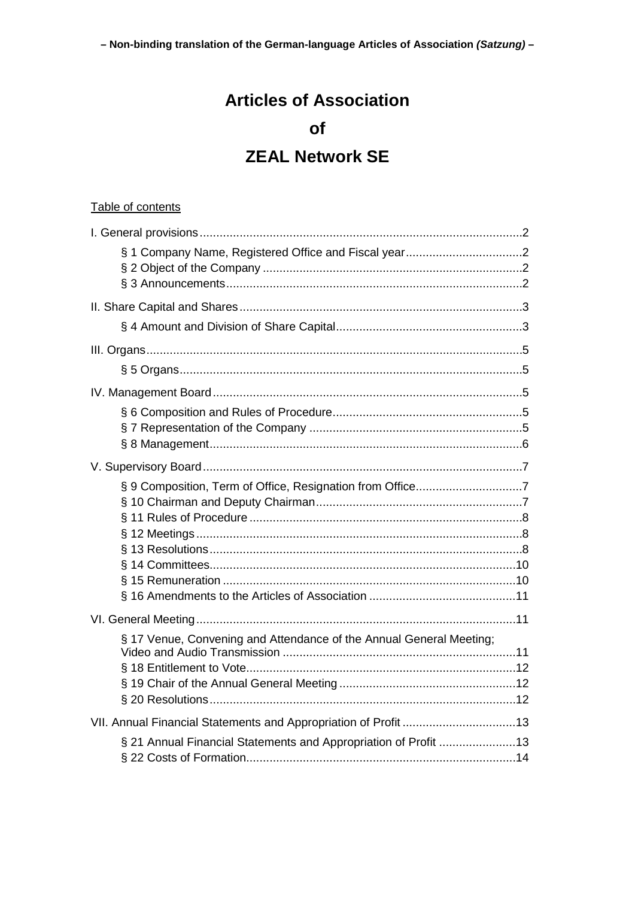**– Non-binding translation of the German-language Articles of Association *(Satzung)* –**

# Articles of Association

# of

# ZEAL Network SE

Table of contents

I. General provisions .... 2

- § 1 Company Name, Registered Office and Fiscal year .... 2
- § 2 Object of the Company .... 2
- § 3 Announcements .... 2

II. Share Capital and Shares .... 3

- § 4 Amount and Division of Share Capital .... 3

III. Organs .... 5

- § 5 Organs .... 5

IV. Management Board .... 5

- § 6 Composition and Rules of Procedure .... 5
- § 7 Representation of the Company .... 5
- § 8 Management .... 6

V. Supervisory Board .... 7

- § 9 Composition, Term of Office, Resignation from Office .... 7
- § 10 Chairman and Deputy Chairman .... 7
- § 11 Rules of Procedure .... 8
- § 12 Meetings .... 8
- § 13 Resolutions .... 8
- § 14 Committees .... 10
- § 15 Remuneration .... 10
- § 16 Amendments to the Articles of Association .... 11

VI. General Meeting .... 11

- § 17 Venue, Convening and Attendance of the Annual General Meeting; Video and Audio Transmission .... 11
- § 18 Entitlement to Vote .... 12
- § 19 Chair of the Annual General Meeting .... 12
- § 20 Resolutions .... 12

VII. Annual Financial Statements and Appropriation of Profit .... 13

- § 21 Annual Financial Statements and Appropriation of Profit .... 13
- § 22 Costs of Formation .... 14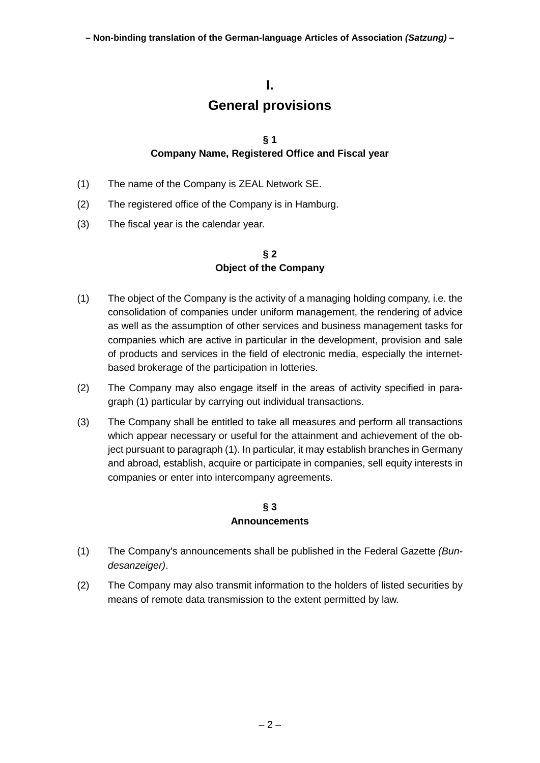# I.
# General provisions

### § 1
### Company Name, Registered Office and Fiscal year

(1) The name of the Company is ZEAL Network SE.

(2) The registered office of the Company is in Hamburg.

(3) The fiscal year is the calendar year.

### § 2
### Object of the Company

(1) The object of the Company is the activity of a managing holding company, i.e. the consolidation of companies under uniform management, the rendering of advice as well as the assumption of other services and business management tasks for companies which are active in particular in the development, provision and sale of products and services in the field of electronic media, especially the internet-based brokerage of the participation in lotteries.

(2) The Company may also engage itself in the areas of activity specified in paragraph (1) particular by carrying out individual transactions.

(3) The Company shall be entitled to take all measures and perform all transactions which appear necessary or useful for the attainment and achievement of the object pursuant to paragraph (1). In particular, it may establish branches in Germany and abroad, establish, acquire or participate in companies, sell equity interests in companies or enter into intercompany agreements.

### § 3
### Announcements

(1) The Company's announcements shall be published in the Federal Gazette *(Bundesanzeiger)*.

(2) The Company may also transmit information to the holders of listed securities by means of remote data transmission to the extent permitted by law.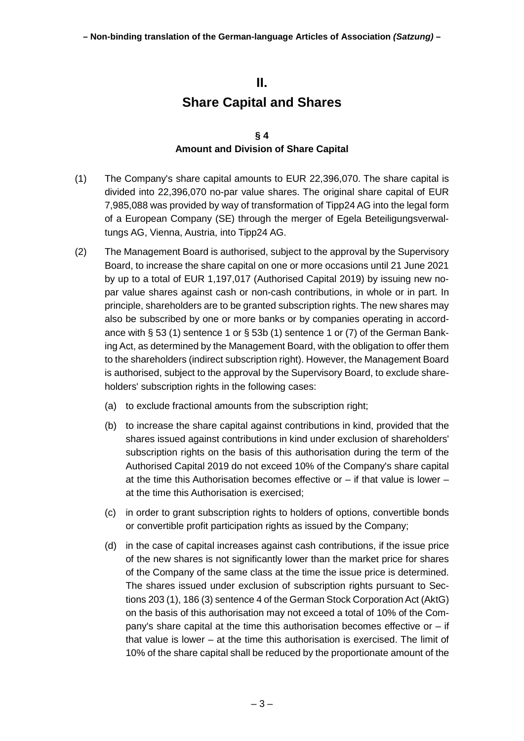# II.

# Share Capital and Shares

## § 4
## Amount and Division of Share Capital

(1) The Company's share capital amounts to EUR 22,396,070. The share capital is divided into 22,396,070 no-par value shares. The original share capital of EUR 7,985,088 was provided by way of transformation of Tipp24 AG into the legal form of a European Company (SE) through the merger of Egela Beteiligungsverwaltungs AG, Vienna, Austria, into Tipp24 AG.

(2) The Management Board is authorised, subject to the approval by the Supervisory Board, to increase the share capital on one or more occasions until 21 June 2021 by up to a total of EUR 1,197,017 (Authorised Capital 2019) by issuing new no-par value shares against cash or non-cash contributions, in whole or in part. In principle, shareholders are to be granted subscription rights. The new shares may also be subscribed by one or more banks or by companies operating in accordance with § 53 (1) sentence 1 or § 53b (1) sentence 1 or (7) of the German Banking Act, as determined by the Management Board, with the obligation to offer them to the shareholders (indirect subscription right). However, the Management Board is authorised, subject to the approval by the Supervisory Board, to exclude shareholders' subscription rights in the following cases:

   (a) to exclude fractional amounts from the subscription right;

   (b) to increase the share capital against contributions in kind, provided that the shares issued against contributions in kind under exclusion of shareholders' subscription rights on the basis of this authorisation during the term of the Authorised Capital 2019 do not exceed 10% of the Company's share capital at the time this Authorisation becomes effective or – if that value is lower – at the time this Authorisation is exercised;

   (c) in order to grant subscription rights to holders of options, convertible bonds or convertible profit participation rights as issued by the Company;

   (d) in the case of capital increases against cash contributions, if the issue price of the new shares is not significantly lower than the market price for shares of the Company of the same class at the time the issue price is determined. The shares issued under exclusion of subscription rights pursuant to Sections 203 (1), 186 (3) sentence 4 of the German Stock Corporation Act (AktG) on the basis of this authorisation may not exceed a total of 10% of the Company's share capital at the time this authorisation becomes effective or – if that value is lower – at the time this authorisation is exercised. The limit of 10% of the share capital shall be reduced by the proportionate amount of the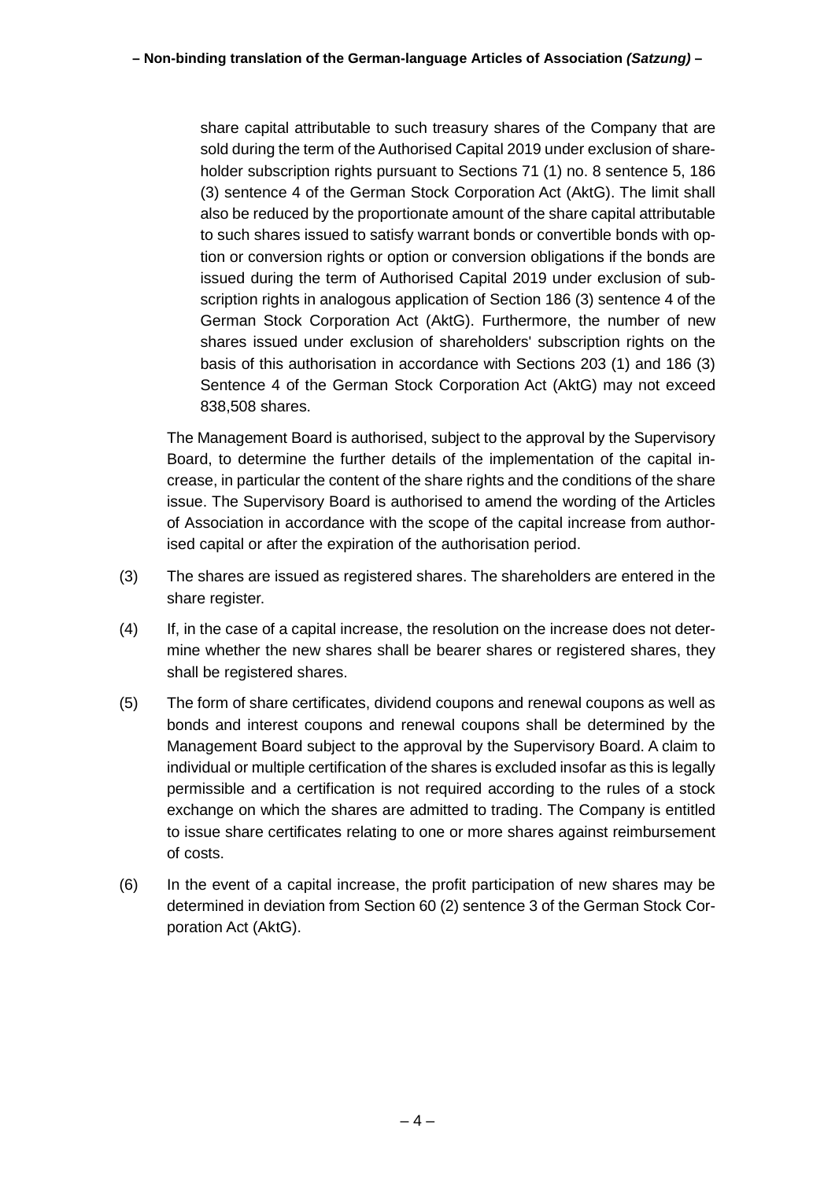share capital attributable to such treasury shares of the Company that are sold during the term of the Authorised Capital 2019 under exclusion of shareholder subscription rights pursuant to Sections 71 (1) no. 8 sentence 5, 186 (3) sentence 4 of the German Stock Corporation Act (AktG). The limit shall also be reduced by the proportionate amount of the share capital attributable to such shares issued to satisfy warrant bonds or convertible bonds with option or conversion rights or option or conversion obligations if the bonds are issued during the term of Authorised Capital 2019 under exclusion of subscription rights in analogous application of Section 186 (3) sentence 4 of the German Stock Corporation Act (AktG). Furthermore, the number of new shares issued under exclusion of shareholders' subscription rights on the basis of this authorisation in accordance with Sections 203 (1) and 186 (3) Sentence 4 of the German Stock Corporation Act (AktG) may not exceed 838,508 shares.

The Management Board is authorised, subject to the approval by the Supervisory Board, to determine the further details of the implementation of the capital increase, in particular the content of the share rights and the conditions of the share issue. The Supervisory Board is authorised to amend the wording of the Articles of Association in accordance with the scope of the capital increase from authorised capital or after the expiration of the authorisation period.

(3) The shares are issued as registered shares. The shareholders are entered in the share register.

(4) If, in the case of a capital increase, the resolution on the increase does not determine whether the new shares shall be bearer shares or registered shares, they shall be registered shares.

(5) The form of share certificates, dividend coupons and renewal coupons as well as bonds and interest coupons and renewal coupons shall be determined by the Management Board subject to the approval by the Supervisory Board. A claim to individual or multiple certification of the shares is excluded insofar as this is legally permissible and a certification is not required according to the rules of a stock exchange on which the shares are admitted to trading. The Company is entitled to issue share certificates relating to one or more shares against reimbursement of costs.

(6) In the event of a capital increase, the profit participation of new shares may be determined in deviation from Section 60 (2) sentence 3 of the German Stock Corporation Act (AktG).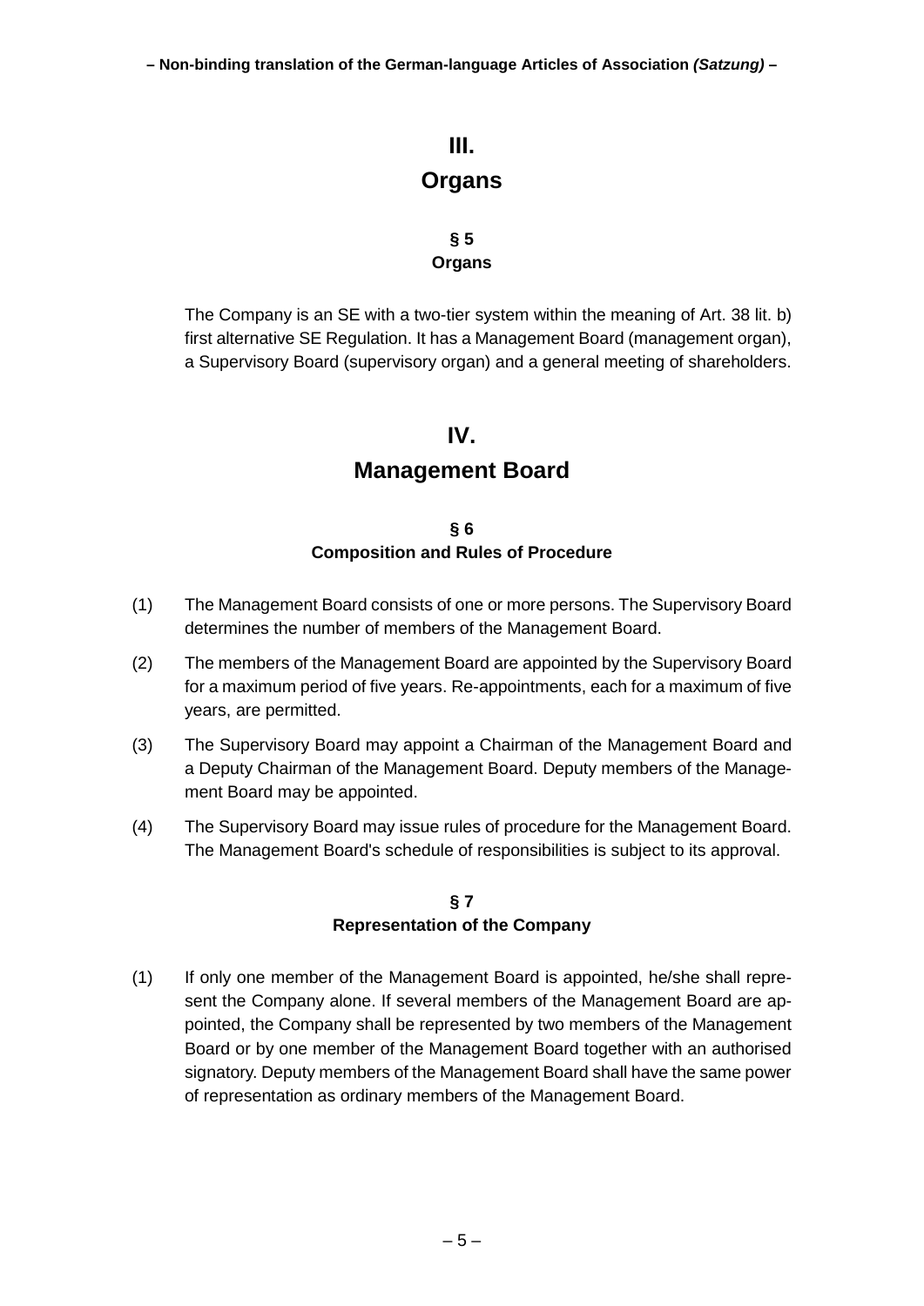# III.
# Organs

### § 5
### Organs

The Company is an SE with a two-tier system within the meaning of Art. 38 lit. b) first alternative SE Regulation. It has a Management Board (management organ), a Supervisory Board (supervisory organ) and a general meeting of shareholders.

# IV.
# Management Board

### § 6
### Composition and Rules of Procedure

(1) The Management Board consists of one or more persons. The Supervisory Board determines the number of members of the Management Board.

(2) The members of the Management Board are appointed by the Supervisory Board for a maximum period of five years. Re-appointments, each for a maximum of five years, are permitted.

(3) The Supervisory Board may appoint a Chairman of the Management Board and a Deputy Chairman of the Management Board. Deputy members of the Management Board may be appointed.

(4) The Supervisory Board may issue rules of procedure for the Management Board. The Management Board's schedule of responsibilities is subject to its approval.

### § 7
### Representation of the Company

(1) If only one member of the Management Board is appointed, he/she shall represent the Company alone. If several members of the Management Board are appointed, the Company shall be represented by two members of the Management Board or by one member of the Management Board together with an authorised signatory. Deputy members of the Management Board shall have the same power of representation as ordinary members of the Management Board.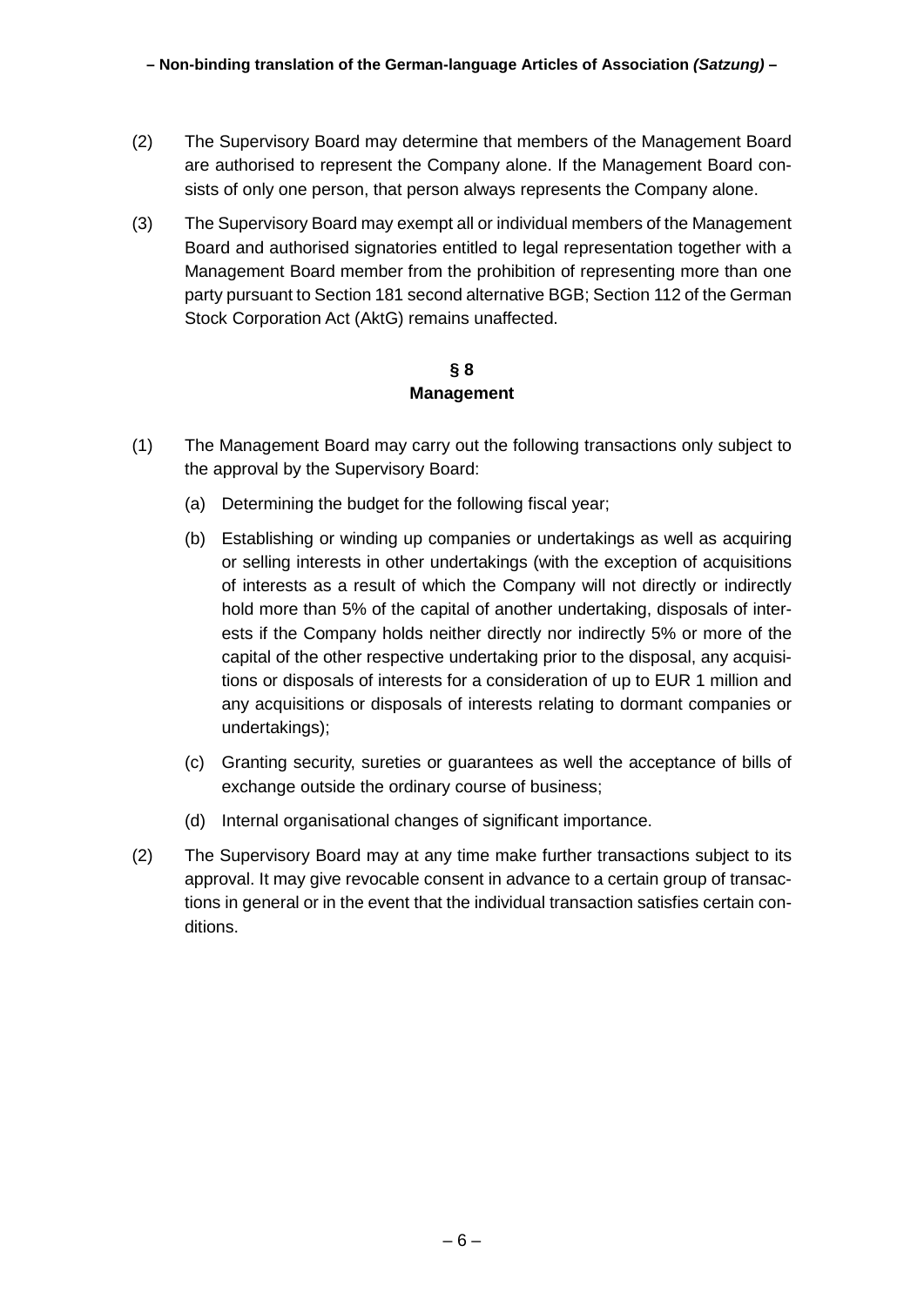(2) The Supervisory Board may determine that members of the Management Board are authorised to represent the Company alone. If the Management Board consists of only one person, that person always represents the Company alone.

(3) The Supervisory Board may exempt all or individual members of the Management Board and authorised signatories entitled to legal representation together with a Management Board member from the prohibition of representing more than one party pursuant to Section 181 second alternative BGB; Section 112 of the German Stock Corporation Act (AktG) remains unaffected.

## § 8
## Management

(1) The Management Board may carry out the following transactions only subject to the approval by the Supervisory Board:

   (a) Determining the budget for the following fiscal year;

   (b) Establishing or winding up companies or undertakings as well as acquiring or selling interests in other undertakings (with the exception of acquisitions of interests as a result of which the Company will not directly or indirectly hold more than 5% of the capital of another undertaking, disposals of interests if the Company holds neither directly nor indirectly 5% or more of the capital of the other respective undertaking prior to the disposal, any acquisitions or disposals of interests for a consideration of up to EUR 1 million and any acquisitions or disposals of interests relating to dormant companies or undertakings);

   (c) Granting security, sureties or guarantees as well the acceptance of bills of exchange outside the ordinary course of business;

   (d) Internal organisational changes of significant importance.

(2) The Supervisory Board may at any time make further transactions subject to its approval. It may give revocable consent in advance to a certain group of transactions in general or in the event that the individual transaction satisfies certain conditions.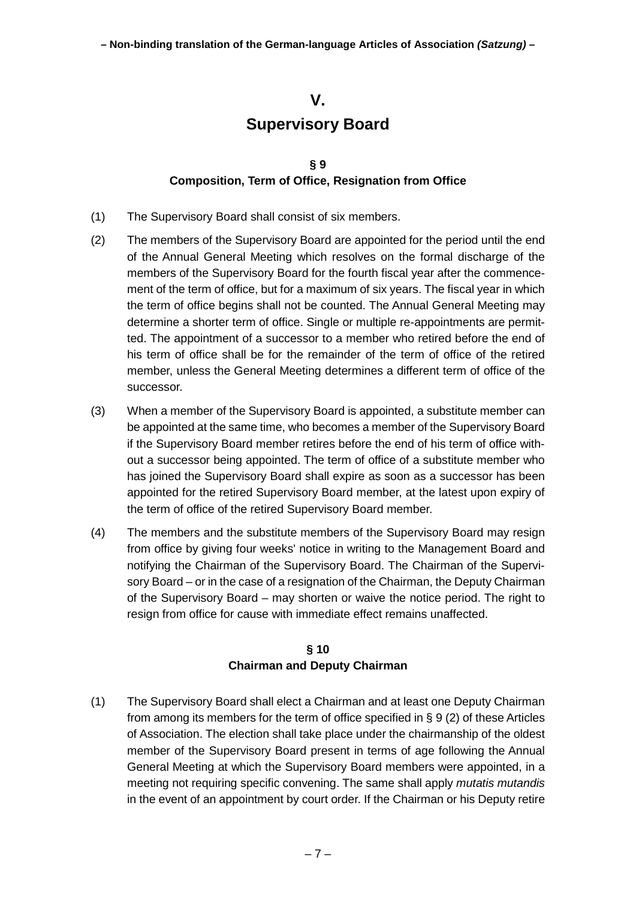# V.

# Supervisory Board

## § 9

## Composition, Term of Office, Resignation from Office

(1) The Supervisory Board shall consist of six members.

(2) The members of the Supervisory Board are appointed for the period until the end of the Annual General Meeting which resolves on the formal discharge of the members of the Supervisory Board for the fourth fiscal year after the commencement of the term of office, but for a maximum of six years. The fiscal year in which the term of office begins shall not be counted. The Annual General Meeting may determine a shorter term of office. Single or multiple re-appointments are permitted. The appointment of a successor to a member who retired before the end of his term of office shall be for the remainder of the term of office of the retired member, unless the General Meeting determines a different term of office of the successor.

(3) When a member of the Supervisory Board is appointed, a substitute member can be appointed at the same time, who becomes a member of the Supervisory Board if the Supervisory Board member retires before the end of his term of office without a successor being appointed. The term of office of a substitute member who has joined the Supervisory Board shall expire as soon as a successor has been appointed for the retired Supervisory Board member, at the latest upon expiry of the term of office of the retired Supervisory Board member.

(4) The members and the substitute members of the Supervisory Board may resign from office by giving four weeks' notice in writing to the Management Board and notifying the Chairman of the Supervisory Board. The Chairman of the Supervisory Board – or in the case of a resignation of the Chairman, the Deputy Chairman of the Supervisory Board – may shorten or waive the notice period. The right to resign from office for cause with immediate effect remains unaffected.

## § 10

## Chairman and Deputy Chairman

(1) The Supervisory Board shall elect a Chairman and at least one Deputy Chairman from among its members for the term of office specified in § 9 (2) of these Articles of Association. The election shall take place under the chairmanship of the oldest member of the Supervisory Board present in terms of age following the Annual General Meeting at which the Supervisory Board members were appointed, in a meeting not requiring specific convening. The same shall apply *mutatis mutandis* in the event of an appointment by court order. If the Chairman or his Deputy retire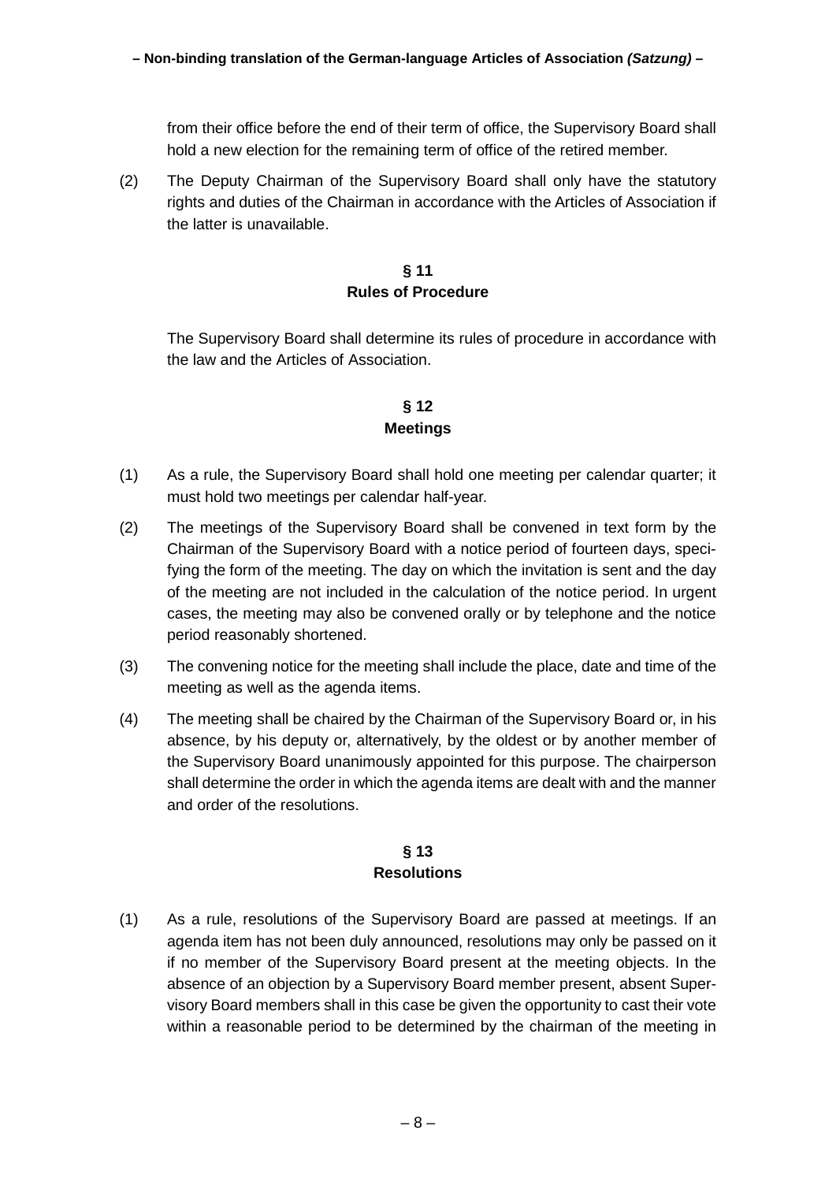from their office before the end of their term of office, the Supervisory Board shall hold a new election for the remaining term of office of the retired member.

(2) The Deputy Chairman of the Supervisory Board shall only have the statutory rights and duties of the Chairman in accordance with the Articles of Association if the latter is unavailable.

## § 11
## Rules of Procedure

The Supervisory Board shall determine its rules of procedure in accordance with the law and the Articles of Association.

## § 12
## Meetings

(1) As a rule, the Supervisory Board shall hold one meeting per calendar quarter; it must hold two meetings per calendar half-year.

(2) The meetings of the Supervisory Board shall be convened in text form by the Chairman of the Supervisory Board with a notice period of fourteen days, specifying the form of the meeting. The day on which the invitation is sent and the day of the meeting are not included in the calculation of the notice period. In urgent cases, the meeting may also be convened orally or by telephone and the notice period reasonably shortened.

(3) The convening notice for the meeting shall include the place, date and time of the meeting as well as the agenda items.

(4) The meeting shall be chaired by the Chairman of the Supervisory Board or, in his absence, by his deputy or, alternatively, by the oldest or by another member of the Supervisory Board unanimously appointed for this purpose. The chairperson shall determine the order in which the agenda items are dealt with and the manner and order of the resolutions.

## § 13
## Resolutions

(1) As a rule, resolutions of the Supervisory Board are passed at meetings. If an agenda item has not been duly announced, resolutions may only be passed on it if no member of the Supervisory Board present at the meeting objects. In the absence of an objection by a Supervisory Board member present, absent Supervisory Board members shall in this case be given the opportunity to cast their vote within a reasonable period to be determined by the chairman of the meeting in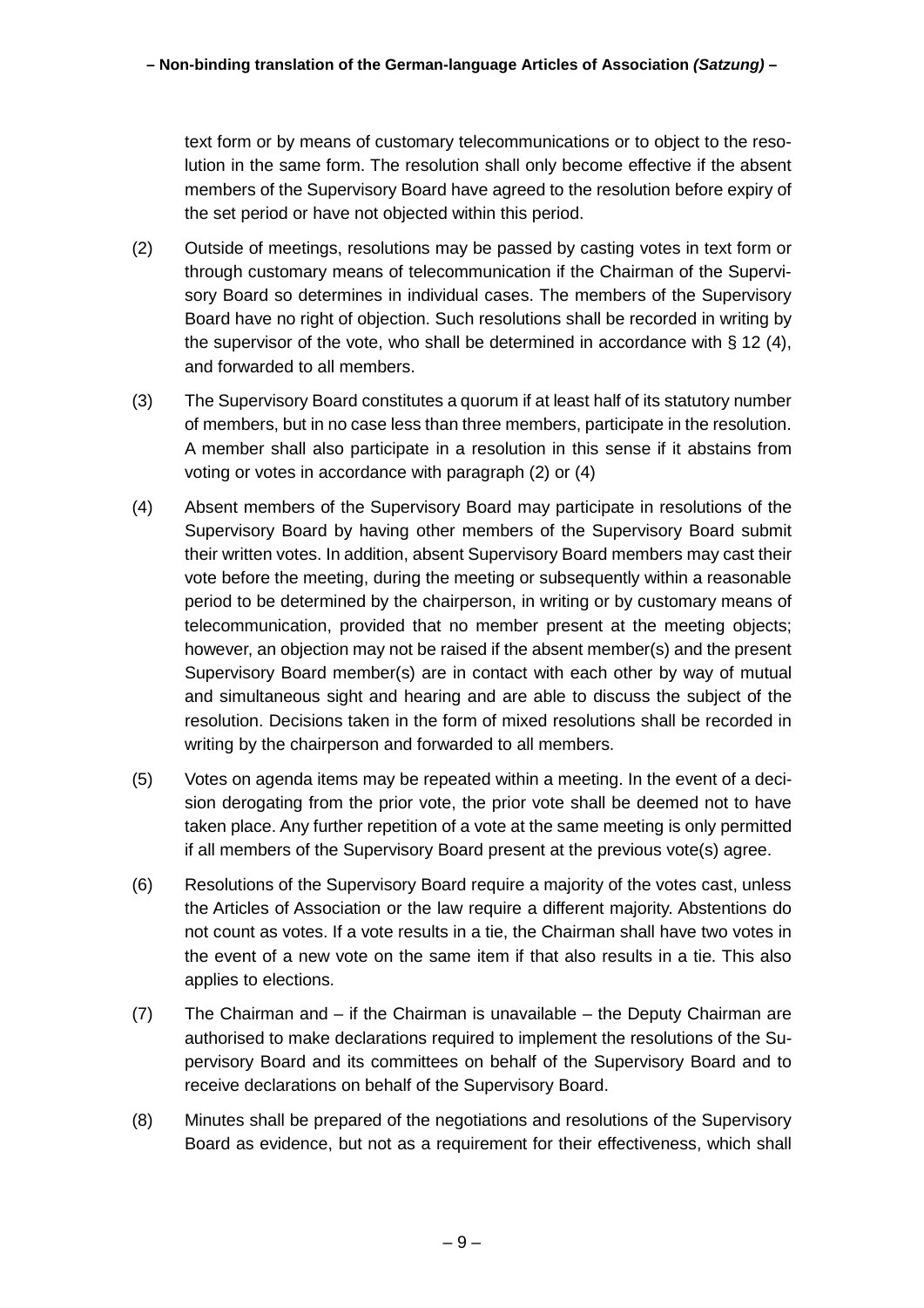text form or by means of customary telecommunications or to object to the resolution in the same form. The resolution shall only become effective if the absent members of the Supervisory Board have agreed to the resolution before expiry of the set period or have not objected within this period.

(2) Outside of meetings, resolutions may be passed by casting votes in text form or through customary means of telecommunication if the Chairman of the Supervisory Board so determines in individual cases. The members of the Supervisory Board have no right of objection. Such resolutions shall be recorded in writing by the supervisor of the vote, who shall be determined in accordance with § 12 (4), and forwarded to all members.

(3) The Supervisory Board constitutes a quorum if at least half of its statutory number of members, but in no case less than three members, participate in the resolution. A member shall also participate in a resolution in this sense if it abstains from voting or votes in accordance with paragraph (2) or (4)

(4) Absent members of the Supervisory Board may participate in resolutions of the Supervisory Board by having other members of the Supervisory Board submit their written votes. In addition, absent Supervisory Board members may cast their vote before the meeting, during the meeting or subsequently within a reasonable period to be determined by the chairperson, in writing or by customary means of telecommunication, provided that no member present at the meeting objects; however, an objection may not be raised if the absent member(s) and the present Supervisory Board member(s) are in contact with each other by way of mutual and simultaneous sight and hearing and are able to discuss the subject of the resolution. Decisions taken in the form of mixed resolutions shall be recorded in writing by the chairperson and forwarded to all members.

(5) Votes on agenda items may be repeated within a meeting. In the event of a decision derogating from the prior vote, the prior vote shall be deemed not to have taken place. Any further repetition of a vote at the same meeting is only permitted if all members of the Supervisory Board present at the previous vote(s) agree.

(6) Resolutions of the Supervisory Board require a majority of the votes cast, unless the Articles of Association or the law require a different majority. Abstentions do not count as votes. If a vote results in a tie, the Chairman shall have two votes in the event of a new vote on the same item if that also results in a tie. This also applies to elections.

(7) The Chairman and – if the Chairman is unavailable – the Deputy Chairman are authorised to make declarations required to implement the resolutions of the Supervisory Board and its committees on behalf of the Supervisory Board and to receive declarations on behalf of the Supervisory Board.

(8) Minutes shall be prepared of the negotiations and resolutions of the Supervisory Board as evidence, but not as a requirement for their effectiveness, which shall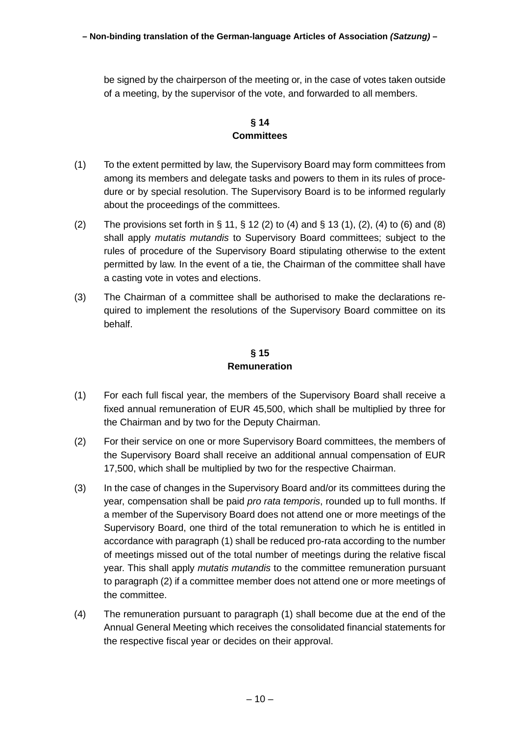be signed by the chairperson of the meeting or, in the case of votes taken outside of a meeting, by the supervisor of the vote, and forwarded to all members.

## § 14
## Committees

(1) To the extent permitted by law, the Supervisory Board may form committees from among its members and delegate tasks and powers to them in its rules of procedure or by special resolution. The Supervisory Board is to be informed regularly about the proceedings of the committees.

(2) The provisions set forth in § 11, § 12 (2) to (4) and § 13 (1), (2), (4) to (6) and (8) shall apply *mutatis mutandis* to Supervisory Board committees; subject to the rules of procedure of the Supervisory Board stipulating otherwise to the extent permitted by law. In the event of a tie, the Chairman of the committee shall have a casting vote in votes and elections.

(3) The Chairman of a committee shall be authorised to make the declarations required to implement the resolutions of the Supervisory Board committee on its behalf.

## § 15
## Remuneration

(1) For each full fiscal year, the members of the Supervisory Board shall receive a fixed annual remuneration of EUR 45,500, which shall be multiplied by three for the Chairman and by two for the Deputy Chairman.

(2) For their service on one or more Supervisory Board committees, the members of the Supervisory Board shall receive an additional annual compensation of EUR 17,500, which shall be multiplied by two for the respective Chairman.

(3) In the case of changes in the Supervisory Board and/or its committees during the year, compensation shall be paid *pro rata temporis*, rounded up to full months. If a member of the Supervisory Board does not attend one or more meetings of the Supervisory Board, one third of the total remuneration to which he is entitled in accordance with paragraph (1) shall be reduced pro-rata according to the number of meetings missed out of the total number of meetings during the relative fiscal year. This shall apply *mutatis mutandis* to the committee remuneration pursuant to paragraph (2) if a committee member does not attend one or more meetings of the committee.

(4) The remuneration pursuant to paragraph (1) shall become due at the end of the Annual General Meeting which receives the consolidated financial statements for the respective fiscal year or decides on their approval.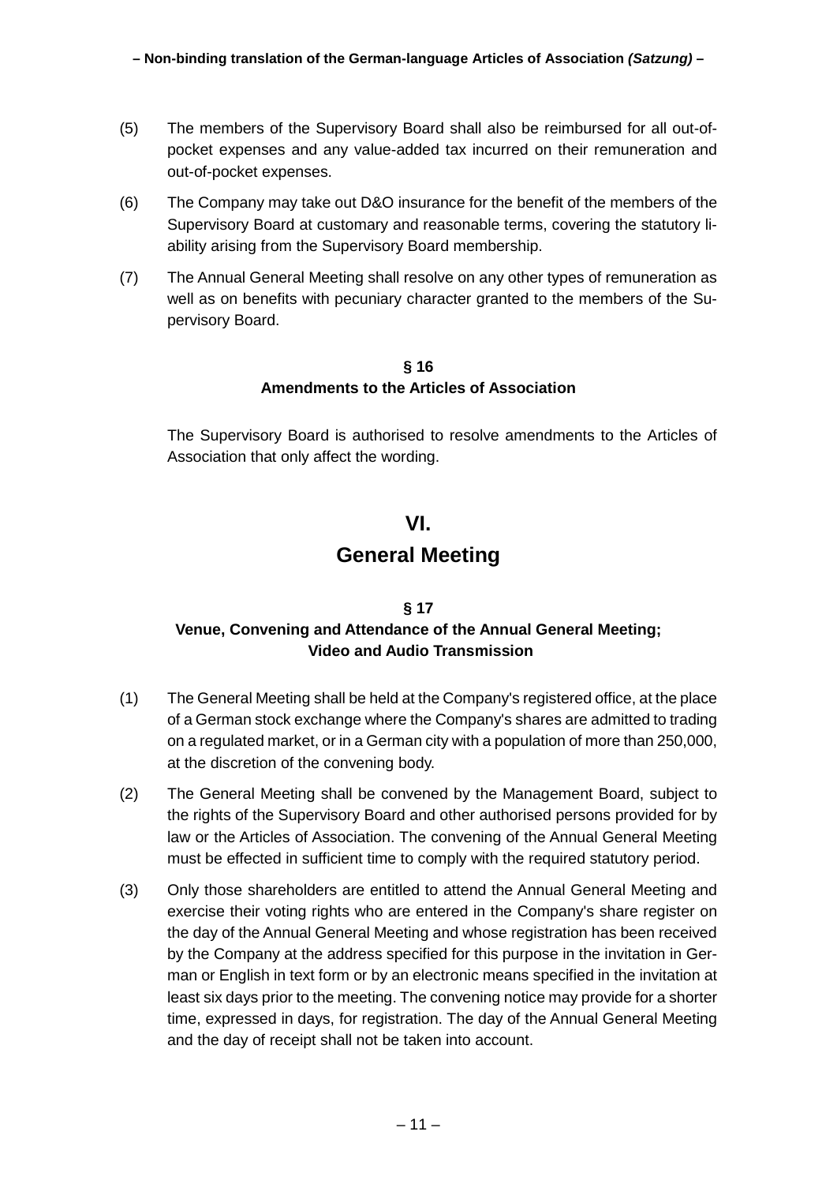(5) The members of the Supervisory Board shall also be reimbursed for all out-of-pocket expenses and any value-added tax incurred on their remuneration and out-of-pocket expenses.

(6) The Company may take out D&O insurance for the benefit of the members of the Supervisory Board at customary and reasonable terms, covering the statutory liability arising from the Supervisory Board membership.

(7) The Annual General Meeting shall resolve on any other types of remuneration as well as on benefits with pecuniary character granted to the members of the Supervisory Board.

### § 16
### Amendments to the Articles of Association

The Supervisory Board is authorised to resolve amendments to the Articles of Association that only affect the wording.

## VI.
## General Meeting

### § 17
### Venue, Convening and Attendance of the Annual General Meeting; Video and Audio Transmission

(1) The General Meeting shall be held at the Company's registered office, at the place of a German stock exchange where the Company's shares are admitted to trading on a regulated market, or in a German city with a population of more than 250,000, at the discretion of the convening body.

(2) The General Meeting shall be convened by the Management Board, subject to the rights of the Supervisory Board and other authorised persons provided for by law or the Articles of Association. The convening of the Annual General Meeting must be effected in sufficient time to comply with the required statutory period.

(3) Only those shareholders are entitled to attend the Annual General Meeting and exercise their voting rights who are entered in the Company's share register on the day of the Annual General Meeting and whose registration has been received by the Company at the address specified for this purpose in the invitation in German or English in text form or by an electronic means specified in the invitation at least six days prior to the meeting. The convening notice may provide for a shorter time, expressed in days, for registration. The day of the Annual General Meeting and the day of receipt shall not be taken into account.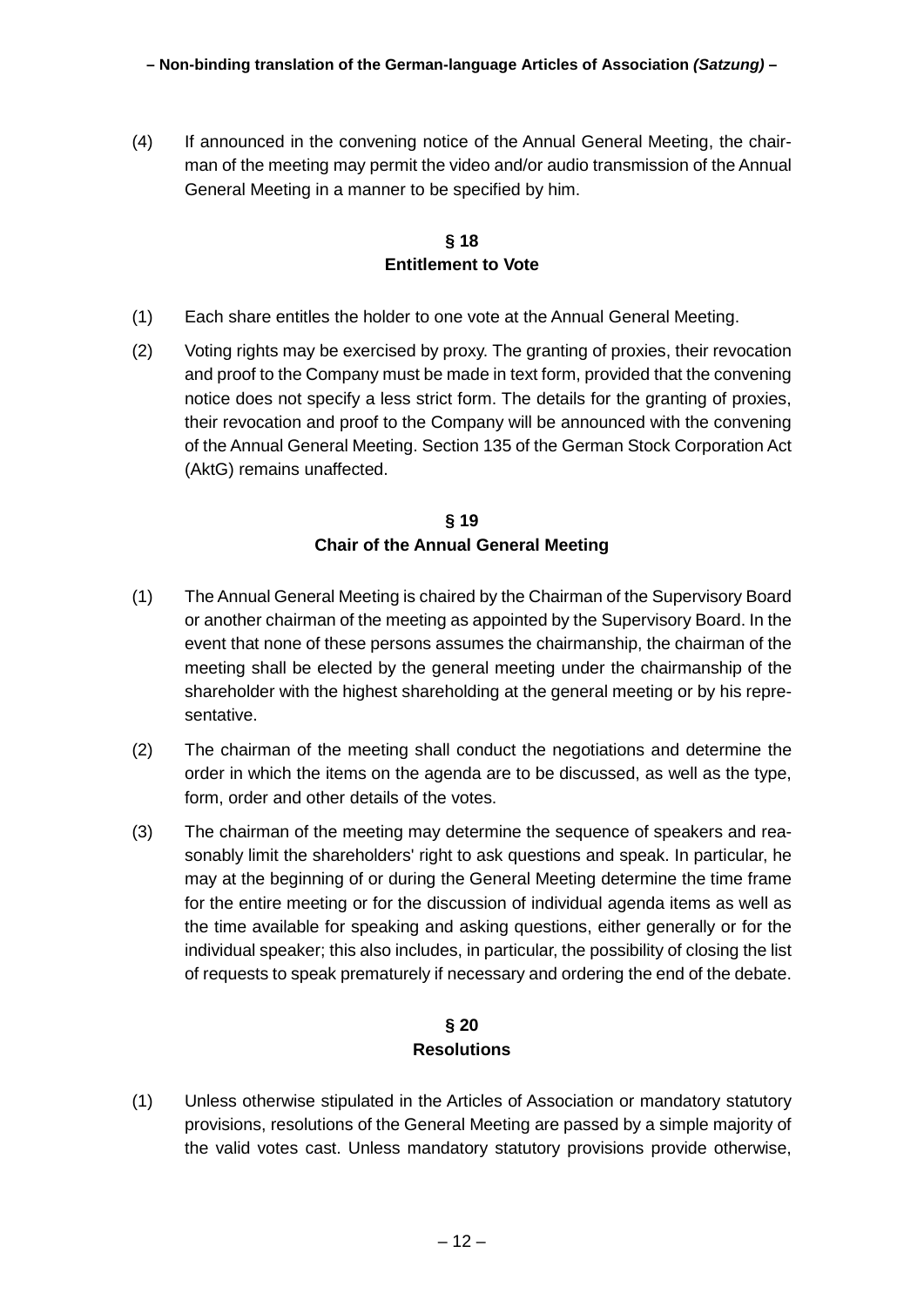(4) If announced in the convening notice of the Annual General Meeting, the chairman of the meeting may permit the video and/or audio transmission of the Annual General Meeting in a manner to be specified by him.

## § 18
## Entitlement to Vote

(1) Each share entitles the holder to one vote at the Annual General Meeting.

(2) Voting rights may be exercised by proxy. The granting of proxies, their revocation and proof to the Company must be made in text form, provided that the convening notice does not specify a less strict form. The details for the granting of proxies, their revocation and proof to the Company will be announced with the convening of the Annual General Meeting. Section 135 of the German Stock Corporation Act (AktG) remains unaffected.

## § 19
## Chair of the Annual General Meeting

(1) The Annual General Meeting is chaired by the Chairman of the Supervisory Board or another chairman of the meeting as appointed by the Supervisory Board. In the event that none of these persons assumes the chairmanship, the chairman of the meeting shall be elected by the general meeting under the chairmanship of the shareholder with the highest shareholding at the general meeting or by his representative.

(2) The chairman of the meeting shall conduct the negotiations and determine the order in which the items on the agenda are to be discussed, as well as the type, form, order and other details of the votes.

(3) The chairman of the meeting may determine the sequence of speakers and reasonably limit the shareholders' right to ask questions and speak. In particular, he may at the beginning of or during the General Meeting determine the time frame for the entire meeting or for the discussion of individual agenda items as well as the time available for speaking and asking questions, either generally or for the individual speaker; this also includes, in particular, the possibility of closing the list of requests to speak prematurely if necessary and ordering the end of the debate.

## § 20
## Resolutions

(1) Unless otherwise stipulated in the Articles of Association or mandatory statutory provisions, resolutions of the General Meeting are passed by a simple majority of the valid votes cast. Unless mandatory statutory provisions provide otherwise,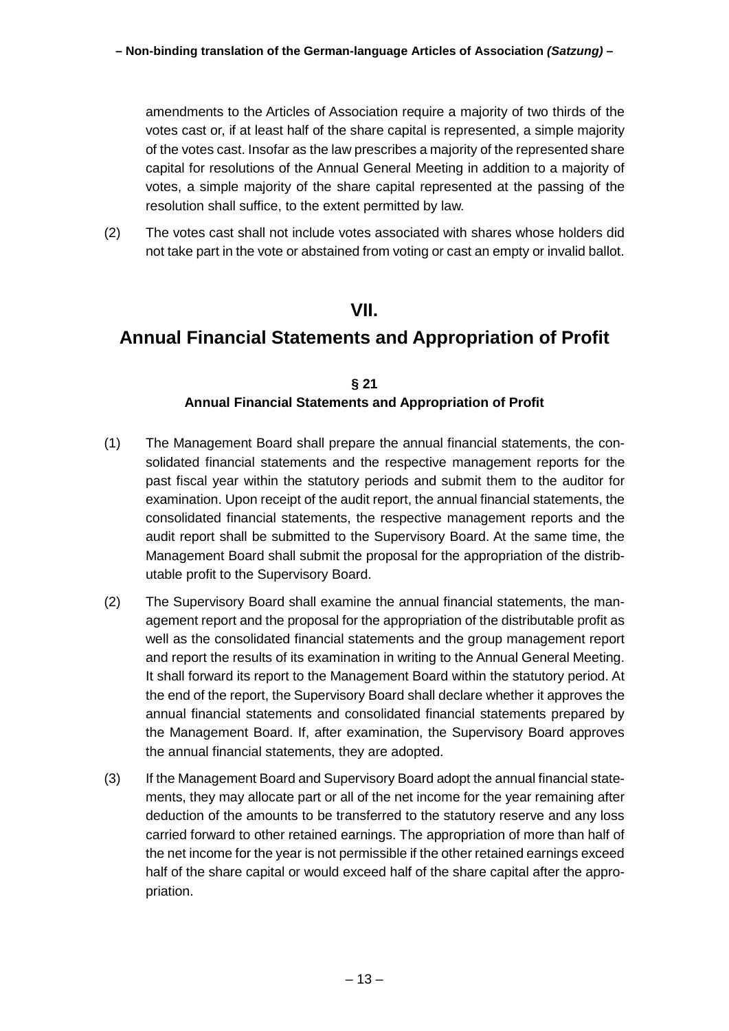amendments to the Articles of Association require a majority of two thirds of the votes cast or, if at least half of the share capital is represented, a simple majority of the votes cast. Insofar as the law prescribes a majority of the represented share capital for resolutions of the Annual General Meeting in addition to a majority of votes, a simple majority of the share capital represented at the passing of the resolution shall suffice, to the extent permitted by law.

(2) The votes cast shall not include votes associated with shares whose holders did not take part in the vote or abstained from voting or cast an empty or invalid ballot.

# VII.
# Annual Financial Statements and Appropriation of Profit

### § 21
### Annual Financial Statements and Appropriation of Profit

(1) The Management Board shall prepare the annual financial statements, the consolidated financial statements and the respective management reports for the past fiscal year within the statutory periods and submit them to the auditor for examination. Upon receipt of the audit report, the annual financial statements, the consolidated financial statements, the respective management reports and the audit report shall be submitted to the Supervisory Board. At the same time, the Management Board shall submit the proposal for the appropriation of the distributable profit to the Supervisory Board.

(2) The Supervisory Board shall examine the annual financial statements, the management report and the proposal for the appropriation of the distributable profit as well as the consolidated financial statements and the group management report and report the results of its examination in writing to the Annual General Meeting. It shall forward its report to the Management Board within the statutory period. At the end of the report, the Supervisory Board shall declare whether it approves the annual financial statements and consolidated financial statements prepared by the Management Board. If, after examination, the Supervisory Board approves the annual financial statements, they are adopted.

(3) If the Management Board and Supervisory Board adopt the annual financial statements, they may allocate part or all of the net income for the year remaining after deduction of the amounts to be transferred to the statutory reserve and any loss carried forward to other retained earnings. The appropriation of more than half of the net income for the year is not permissible if the other retained earnings exceed half of the share capital or would exceed half of the share capital after the appropriation.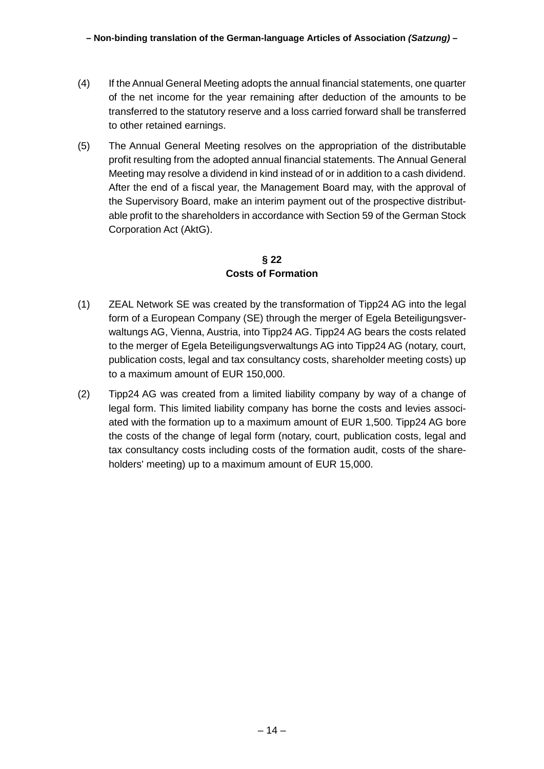(4) If the Annual General Meeting adopts the annual financial statements, one quarter of the net income for the year remaining after deduction of the amounts to be transferred to the statutory reserve and a loss carried forward shall be transferred to other retained earnings.

(5) The Annual General Meeting resolves on the appropriation of the distributable profit resulting from the adopted annual financial statements. The Annual General Meeting may resolve a dividend in kind instead of or in addition to a cash dividend. After the end of a fiscal year, the Management Board may, with the approval of the Supervisory Board, make an interim payment out of the prospective distributable profit to the shareholders in accordance with Section 59 of the German Stock Corporation Act (AktG).

## § 22
## Costs of Formation

(1) ZEAL Network SE was created by the transformation of Tipp24 AG into the legal form of a European Company (SE) through the merger of Egela Beteiligungsverwaltungs AG, Vienna, Austria, into Tipp24 AG. Tipp24 AG bears the costs related to the merger of Egela Beteiligungsverwaltungs AG into Tipp24 AG (notary, court, publication costs, legal and tax consultancy costs, shareholder meeting costs) up to a maximum amount of EUR 150,000.

(2) Tipp24 AG was created from a limited liability company by way of a change of legal form. This limited liability company has borne the costs and levies associated with the formation up to a maximum amount of EUR 1,500. Tipp24 AG bore the costs of the change of legal form (notary, court, publication costs, legal and tax consultancy costs including costs of the formation audit, costs of the shareholders' meeting) up to a maximum amount of EUR 15,000.